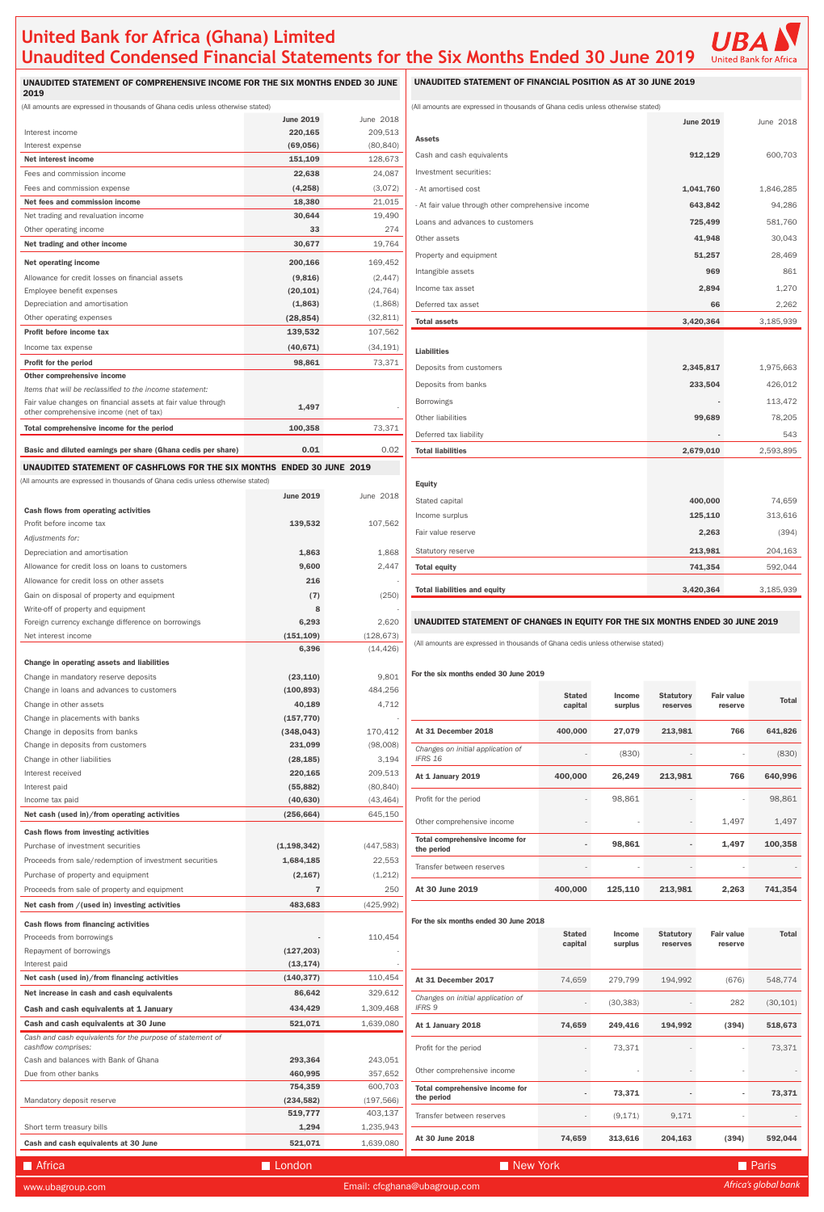# United Bank for Africa (Ghana) Limited
# Unaudited Condensed Financial Statements for the Six Months Ended 30 June 2019

## UNAUDITED STATEMENT OF COMPREHENSIVE INCOME FOR THE SIX MONTHS ENDED 30 JUNE 2019

(All amounts are expressed in thousands of Ghana cedis unless otherwise stated)

| | June 2019 | June 2018 |
|---|---|---|
| Interest income | 220,165 | 209,513 |
| Interest expense | (69,056) | (80,840) |
| **Net interest income** | **151,109** | 128,673 |
| Fees and commission income | 22,638 | 24,087 |
| Fees and commission expense | (4,258) | (3,072) |
| **Net fees and commission income** | **18,380** | 21,015 |
| Net trading and revaluation income | 30,644 | 19,490 |
| Other operating income | 33 | 274 |
| **Net trading and other income** | **30,677** | 19,764 |
| **Net operating income** | **200,166** | 169,452 |
| Allowance for credit losses on financial assets | (9,816) | (2,447) |
| Employee benefit expenses | (20,101) | (24,764) |
| Depreciation and amortisation | (1,863) | (1,868) |
| Other operating expenses | (28,854) | (32,811) |
| **Profit before income tax** | **139,532** | 107,562 |
| Income tax expense | (40,671) | (34,191) |
| **Profit for the period** | **98,861** | 73,371 |
| **Other comprehensive income** | | |
| *Items that will be reclassified to the income statement:* | | |
| Fair value changes on financial assets at fair value through other comprehensive income (net of tax) | 1,497 | - |
| **Total comprehensive income for the period** | **100,358** | 73,371 |
| **Basic and diluted earnings per share (Ghana cedis per share)** | **0.01** | 0.02 |

## UNAUDITED STATEMENT OF CASHFLOWS FOR THE SIX MONTHS ENDED 30 JUNE 2019

(All amounts are expressed in thousands of Ghana cedis unless otherwise stated)

| | June 2019 | June 2018 |
|---|---|---|
| **Cash flows from operating activities** | | |
| Profit before income tax | 139,532 | 107,562 |
| *Adjustments for:* | | |
| Depreciation and amortisation | 1,863 | 1,868 |
| Allowance for credit loss on loans to customers | 9,600 | 2,447 |
| Allowance for credit loss on other assets | 216 | - |
| Gain on disposal of property and equipment | (7) | (250) |
| Write-off of property and equipment | 8 | - |
| Foreign currency exchange difference on borrowings | 6,293 | 2,620 |
| Net interest income | (151,109) | (128,673) |
| | 6,396 | (14,426) |
| **Change in operating assets and liabilities** | | |
| Change in mandatory reserve deposits | (23,110) | 9,801 |
| Change in loans and advances to customers | (100,893) | 484,256 |
| Change in other assets | 40,189 | 4,712 |
| Change in placements with banks | (157,770) | - |
| Change in deposits from banks | (348,043) | 170,412 |
| Change in deposits from customers | 231,099 | (98,008) |
| Change in other liabilities | (28,185) | 3,194 |
| Interest received | 220,165 | 209,513 |
| Interest paid | (55,882) | (80,840) |
| Income tax paid | (40,630) | (43,464) |
| **Net cash (used in)/from operating activities** | **(256,664)** | 645,150 |
| **Cash flows from investing activities** | | |
| Purchase of investment securities | (1,198,342) | (447,583) |
| Proceeds from sale/redemption of investment securities | 1,684,185 | 22,553 |
| Purchase of property and equipment | (2,167) | (1,212) |
| Proceeds from sale of property and equipment | 7 | 250 |
| **Net cash from /(used in) investing activities** | **483,683** | (425,992) |
| **Cash flows from financing activities** | | |
| Proceeds from borrowings | - | 110,454 |
| Repayment of borrowings | (127,203) | - |
| Interest paid | (13,174) | - |
| **Net cash (used in)/from financing activities** | **(140,377)** | 110,454 |
| **Net increase in cash and cash equivalents** | **86,642** | 329,612 |
| **Cash and cash equivalents at 1 January** | **434,429** | 1,309,468 |
| **Cash and cash equivalents at 30 June** | **521,071** | 1,639,080 |
| *Cash and cash equivalents for the purpose of statement of cashflow comprises:* | | |
| Cash and balances with Bank of Ghana | 293,364 | 243,051 |
| Due from other banks | 460,995 | 357,652 |
| | 754,359 | 600,703 |
| Mandatory deposit reserve | (234,582) | (197,566) |
| | 519,777 | 403,137 |
| Short term treasury bills | 1,294 | 1,235,943 |
| **Cash and cash equivalents at 30 June** | **521,071** | 1,639,080 |

## UNAUDITED STATEMENT OF FINANCIAL POSITION AS AT 30 JUNE 2019

(All amounts are expressed in thousands of Ghana cedis unless otherwise stated)

| | June 2019 | June 2018 |
|---|---|---|
| **Assets** | | |
| Cash and cash equivalents | 912,129 | 600,703 |
| Investment securities: | | |
| - At amortised cost | 1,041,760 | 1,846,285 |
| - At fair value through other comprehensive income | 643,842 | 94,286 |
| Loans and advances to customers | 725,499 | 581,760 |
| Other assets | 41,948 | 30,043 |
| Property and equipment | 51,257 | 28,469 |
| Intangible assets | 969 | 861 |
| Income tax asset | 2,894 | 1,270 |
| Deferred tax asset | 66 | 2,262 |
| **Total assets** | **3,420,364** | 3,185,939 |
| **Liabilities** | | |
| Deposits from customers | 2,345,817 | 1,975,663 |
| Deposits from banks | 233,504 | 426,012 |
| Borrowings | - | 113,472 |
| Other liabilities | 99,689 | 78,205 |
| Deferred tax liability | - | 543 |
| **Total liabilities** | **2,679,010** | 2,593,895 |
| **Equity** | | |
| Stated capital | 400,000 | 74,659 |
| Income surplus | 125,110 | 313,616 |
| Fair value reserve | 2,263 | (394) |
| Statutory reserve | 213,981 | 204,163 |
| **Total equity** | **741,354** | 592,044 |
| **Total liabilities and equity** | **3,420,364** | 3,185,939 |

## UNAUDITED STATEMENT OF CHANGES IN EQUITY FOR THE SIX MONTHS ENDED 30 JUNE 2019

(All amounts are expressed in thousands of Ghana cedis unless otherwise stated)

**For the six months ended 30 June 2019**

| | Stated capital | Income surplus | Statutory reserves | Fair value reserve | Total |
|---|---|---|---|---|---|
| **At 31 December 2018** | **400,000** | **27,079** | **213,981** | **766** | **641,826** |
| *Changes on initial application of IFRS 16* | - | (830) | - | - | (830) |
| **At 1 January 2019** | **400,000** | **26,249** | **213,981** | **766** | **640,996** |
| Profit for the period | - | 98,861 | - | - | 98,861 |
| Other comprehensive income | - | - | - | 1,497 | 1,497 |
| **Total comprehensive income for the period** | **-** | **98,861** | **-** | **1,497** | **100,358** |
| Transfer between reserves | - | - | - | - | - |
| **At 30 June 2019** | **400,000** | **125,110** | **213,981** | **2,263** | **741,354** |

**For the six months ended 30 June 2018**

| | Stated capital | Income surplus | Statutory reserves | Fair value reserve | Total |
|---|---|---|---|---|---|
| **At 31 December 2017** | 74,659 | 279,799 | 194,992 | (676) | 548,774 |
| *Changes on initial application of IFRS 9* | - | (30,383) | - | 282 | (30,101) |
| **At 1 January 2018** | **74,659** | **249,416** | **194,992** | **(394)** | **518,673** |
| Profit for the period | - | 73,371 | - | - | 73,371 |
| Other comprehensive income | - | - | - | - | - |
| **Total comprehensive income for the period** | **-** | **73,371** | **-** | **-** | **73,371** |
| Transfer between reserves | - | (9,171) | 9,171 | - | - |
| **At 30 June 2018** | **74,659** | **313,616** | **204,163** | **(394)** | **592,044** |

Africa | London | New York | Paris

www.ubagroup.com | Email: cfcghana@ubagroup.com | *Africa's global bank*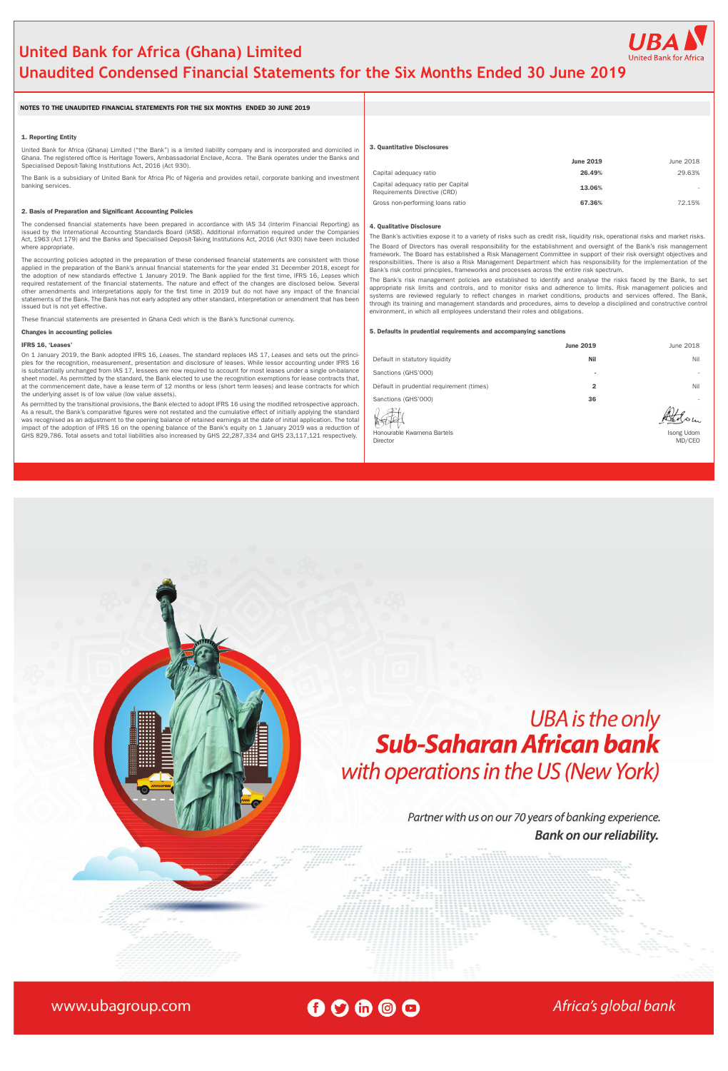# United Bank for Africa (Ghana) Limited

# Unaudited Condensed Financial Statements for the Six Months Ended 30 June 2019

**NOTES TO THE UNAUDITED FINANCIAL STATEMENTS FOR THE SIX MONTHS ENDED 30 JUNE 2019**

### 1. Reporting Entity

United Bank for Africa (Ghana) Limited ("the Bank") is a limited liability company and is incorporated and domiciled in Ghana. The registered office is Heritage Towers, Ambassadorial Enclave, Accra. The Bank operates under the Banks and Specialised Deposit-Taking Institutions Act, 2016 (Act 930).

The Bank is a subsidiary of United Bank for Africa Plc of Nigeria and provides retail, corporate banking and investment banking services.

### 2. Basis of Preparation and Significant Accounting Policies

The condensed financial statements have been prepared in accordance with IAS 34 (Interim Financial Reporting) as issued by the International Accounting Standards Board (IASB). Additional information required under the Companies Act, 1963 (Act 179) and the Banks and Specialised Deposit-Taking Institutions Act, 2016 (Act 930) have been included where appropriate.

The accounting policies adopted in the preparation of these condensed financial statements are consistent with those applied in the preparation of the Bank's annual financial statements for the year ended 31 December 2018, except for the adoption of new standards effective 1 January 2019. The Bank applied for the first time, IFRS 16, *Leases* which required restatement of the financial statements. The nature and effect of the changes are disclosed below. Several other amendments and interpretations apply for the first time in 2019 but do not have any impact of the financial statements of the Bank. The Bank has not early adopted any other standard, interpretation or amendment that has been issued but is not yet effective.

These financial statements are presented in Ghana Cedi which is the Bank's functional currency.

**Changes in accounting policies**

**IFRS 16, 'Leases'**

On 1 January 2019, the Bank adopted IFRS 16, *Leases*. The standard replaces IAS 17, *Leases* and sets out the principles for the recognition, measurement, presentation and disclosure of leases. While lessor accounting under IFRS 16 is substantially unchanged from IAS 17, lessees are now required to account for most leases under a single on-balance sheet model. As permitted by the standard, the Bank elected to use the recognition exemptions for lease contracts that, at the commencement date, have a lease term of 12 months or less (short term leases) and lease contracts for which the underlying asset is of low value (low value assets).

As permitted by the transitional provisions, the Bank elected to adopt IFRS 16 using the modified retrospective approach. As a result, the Bank's comparative figures were not restated and the cumulative effect of initially applying the standard was recognised as an adjustment to the opening balance of retained earnings at the date of initial application. The total impact of the adoption of IFRS 16 on the opening balance of the Bank's equity on 1 January 2019 was a reduction of GHS 829,786. Total assets and total liabilities also increased by GHS 22,287,334 and GHS 23,117,121 respectively.

### 3. Quantitative Disclosures

| | June 2019 | June 2018 |
|---|---|---|
| Capital adequacy ratio | **26.49%** | 29.63% |
| Capital adequacy ratio per Capital Requirements Directive (CRD) | **13.06%** | - |
| Gross non-performing loans ratio | **67.36%** | 72.15% |

### 4. Qualitative Disclosure

The Bank's activities expose it to a variety of risks such as credit risk, liquidity risk, operational risks and market risks.

The Board of Directors has overall responsibility for the establishment and oversight of the Bank's risk management framework. The Board has established a Risk Management Committee in support of their risk oversight objectives and responsibilities. There is also a Risk Management Department which has responsibility for the implementation of the Bank's risk control principles, frameworks and processes across the entire risk spectrum.

The Bank's risk management policies are established to identify and analyse the risks faced by the Bank, to set appropriate risk limits and controls, and to monitor risks and adherence to limits. Risk management policies and systems are reviewed regularly to reflect changes in market conditions, products and services offered. The Bank, through its training and management standards and procedures, aims to develop a disciplined and constructive control environment, in which all employees understand their roles and obligations.

### 5. Defaults in prudential requirements and accompanying sanctions

| | June 2019 | June 2018 |
|---|---|---|
| Default in statutory liquidity | **Nil** | Nil |
| Sanctions (GHS'000) | **-** | - |
| Default in prudential requirement (times) | **2** | Nil |
| Sanctions (GHS'000) | **36** | - |

Honourable Kwamena Bartels
Director

Isong Udom
MD/CEO

UBA is the only **Sub-Saharan African bank** with operations in the US (New York)

Partner with us on our 70 years of banking experience.
**Bank on our reliability.**

www.ubagroup.com

Africa's global bank